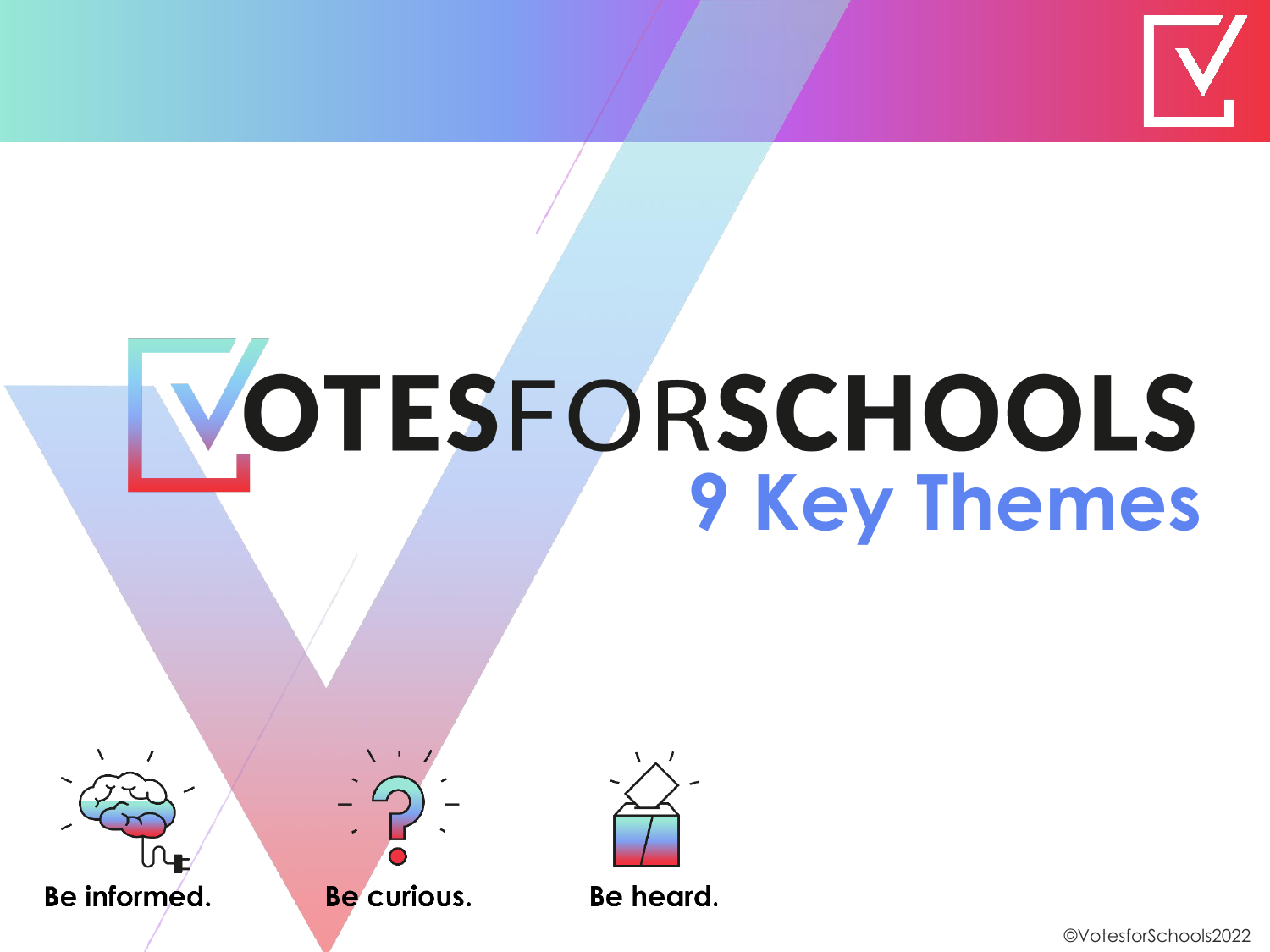# VOTESFORSCHOOLS

## 9 Key Themes

**Be informed.** **Be curious.** **Be heard.**

©VotesforSchools2022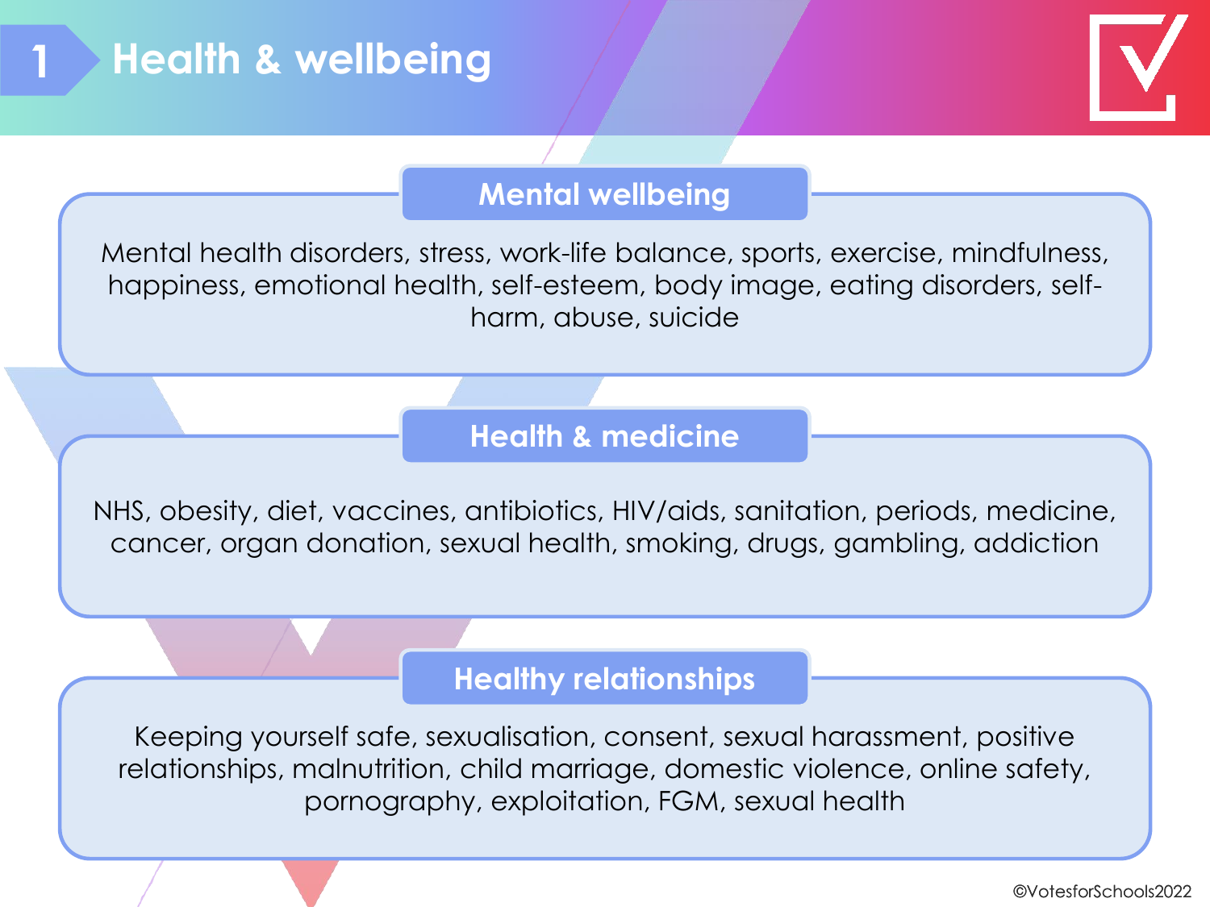# 1 Health & wellbeing

## Mental wellbeing

Mental health disorders, stress, work-life balance, sports, exercise, mindfulness, happiness, emotional health, self-esteem, body image, eating disorders, self-harm, abuse, suicide

## Health & medicine

NHS, obesity, diet, vaccines, antibiotics, HIV/aids, sanitation, periods, medicine, cancer, organ donation, sexual health, smoking, drugs, gambling, addiction

## Healthy relationships

Keeping yourself safe, sexualisation, consent, sexual harassment, positive relationships, malnutrition, child marriage, domestic violence, online safety, pornography, exploitation, FGM, sexual health

©VotesforSchools2022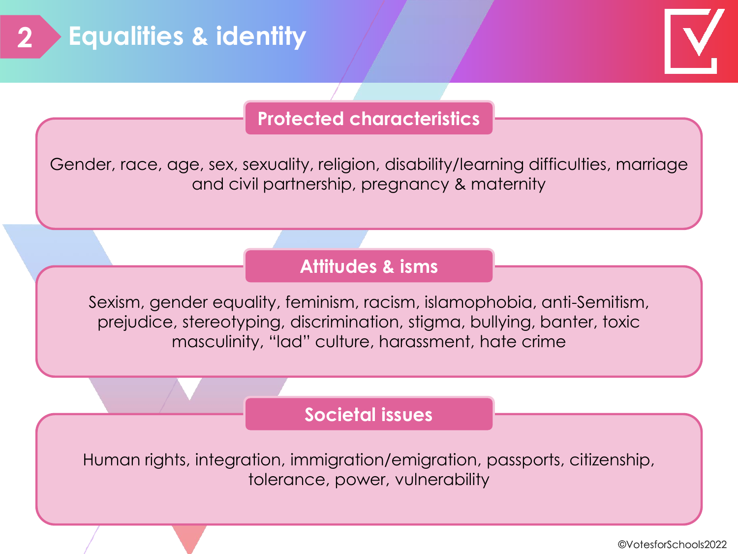# 2 Equalities & identity

## Protected characteristics

Gender, race, age, sex, sexuality, religion, disability/learning difficulties, marriage and civil partnership, pregnancy & maternity

## Attitudes & isms

Sexism, gender equality, feminism, racism, islamophobia, anti-Semitism, prejudice, stereotyping, discrimination, stigma, bullying, banter, toxic masculinity, "lad" culture, harassment, hate crime

## Societal issues

Human rights, integration, immigration/emigration, passports, citizenship, tolerance, power, vulnerability

©VotesforSchools2022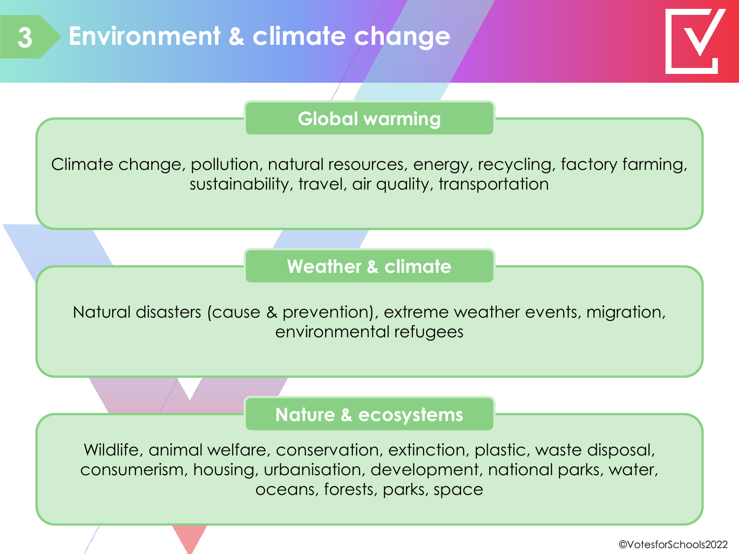# 3 Environment & climate change

## Global warming

Climate change, pollution, natural resources, energy, recycling, factory farming, sustainability, travel, air quality, transportation

## Weather & climate

Natural disasters (cause & prevention), extreme weather events, migration, environmental refugees

## Nature & ecosystems

Wildlife, animal welfare, conservation, extinction, plastic, waste disposal, consumerism, housing, urbanisation, development, national parks, water, oceans, forests, parks, space

©VotesforSchools2022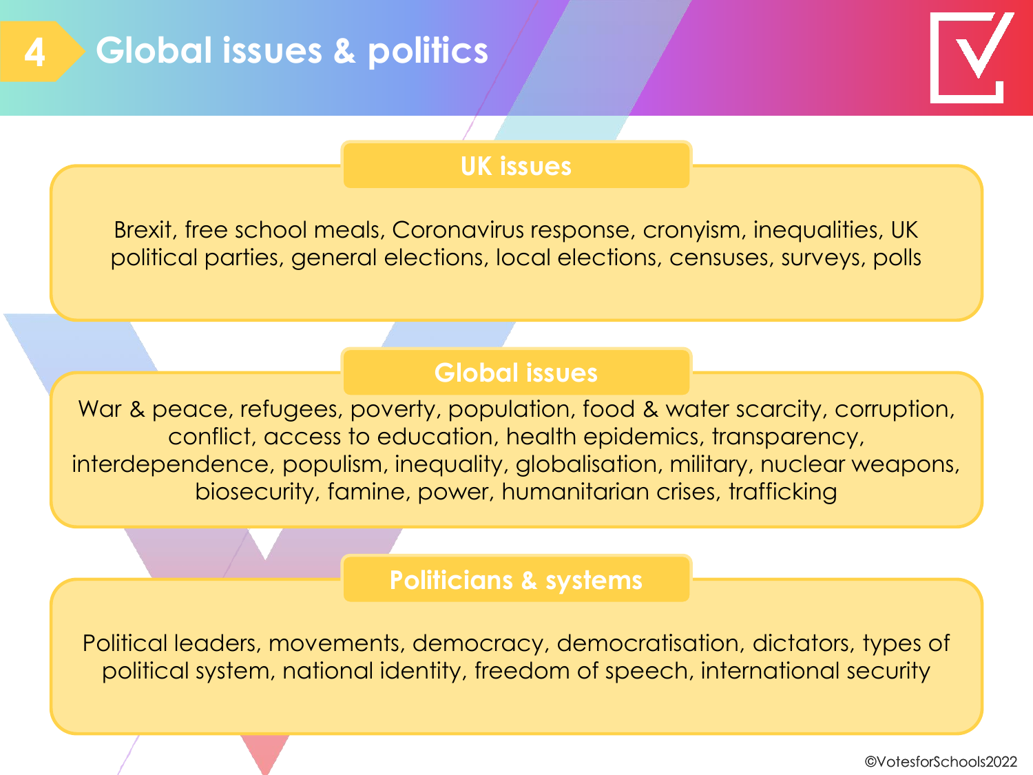# 4 Global issues & politics

## UK issues

Brexit, free school meals, Coronavirus response, cronyism, inequalities, UK political parties, general elections, local elections, censuses, surveys, polls

## Global issues

War & peace, refugees, poverty, population, food & water scarcity, corruption, conflict, access to education, health epidemics, transparency, interdependence, populism, inequality, globalisation, military, nuclear weapons, biosecurity, famine, power, humanitarian crises, trafficking

## Politicians & systems

Political leaders, movements, democracy, democratisation, dictators, types of political system, national identity, freedom of speech, international security

©VotesforSchools2022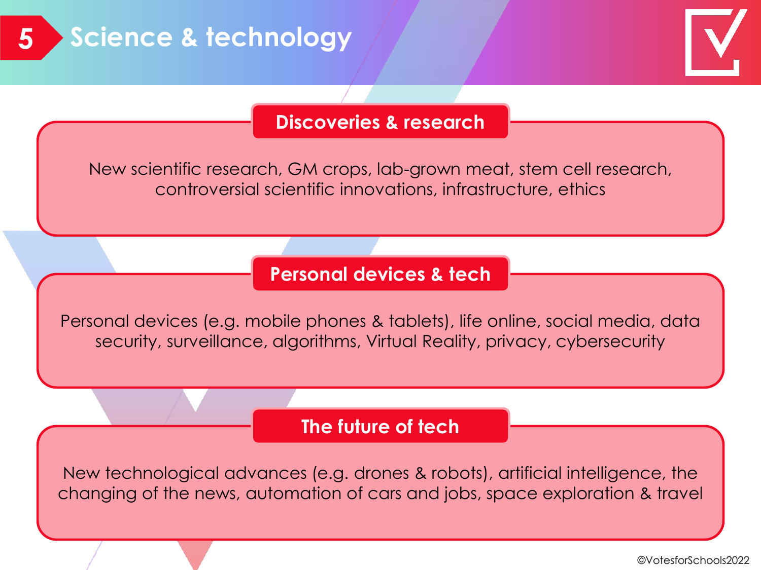# 5 Science & technology

## Discoveries & research

New scientific research, GM crops, lab-grown meat, stem cell research, controversial scientific innovations, infrastructure, ethics

## Personal devices & tech

Personal devices (e.g. mobile phones & tablets), life online, social media, data security, surveillance, algorithms, Virtual Reality, privacy, cybersecurity

## The future of tech

New technological advances (e.g. drones & robots), artificial intelligence, the changing of the news, automation of cars and jobs, space exploration & travel

©VotesforSchools2022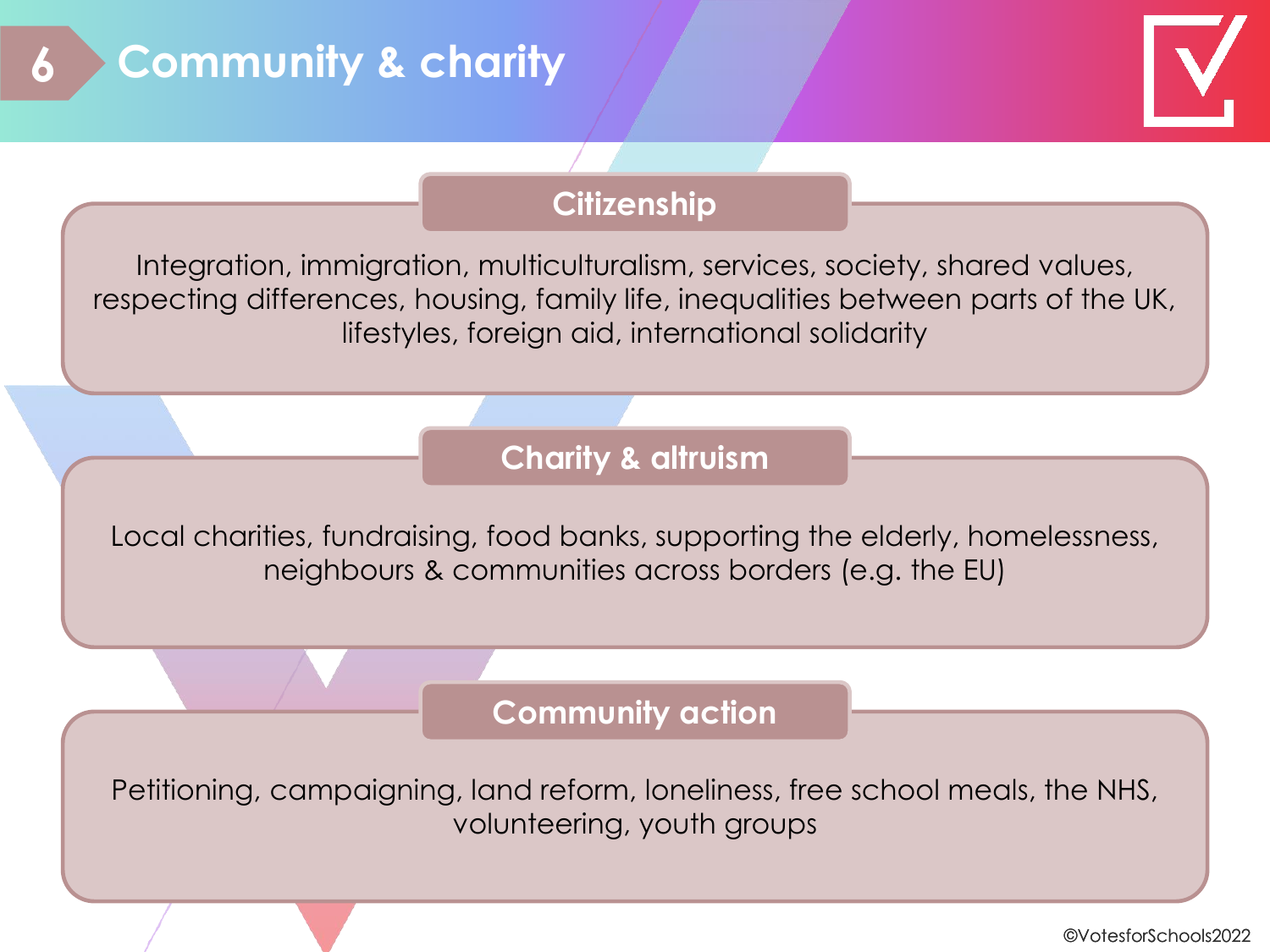# 6 Community & charity

## Citizenship

Integration, immigration, multiculturalism, services, society, shared values, respecting differences, housing, family life, inequalities between parts of the UK, lifestyles, foreign aid, international solidarity

## Charity & altruism

Local charities, fundraising, food banks, supporting the elderly, homelessness, neighbours & communities across borders (e.g. the EU)

## Community action

Petitioning, campaigning, land reform, loneliness, free school meals, the NHS, volunteering, youth groups

©VotesforSchools2022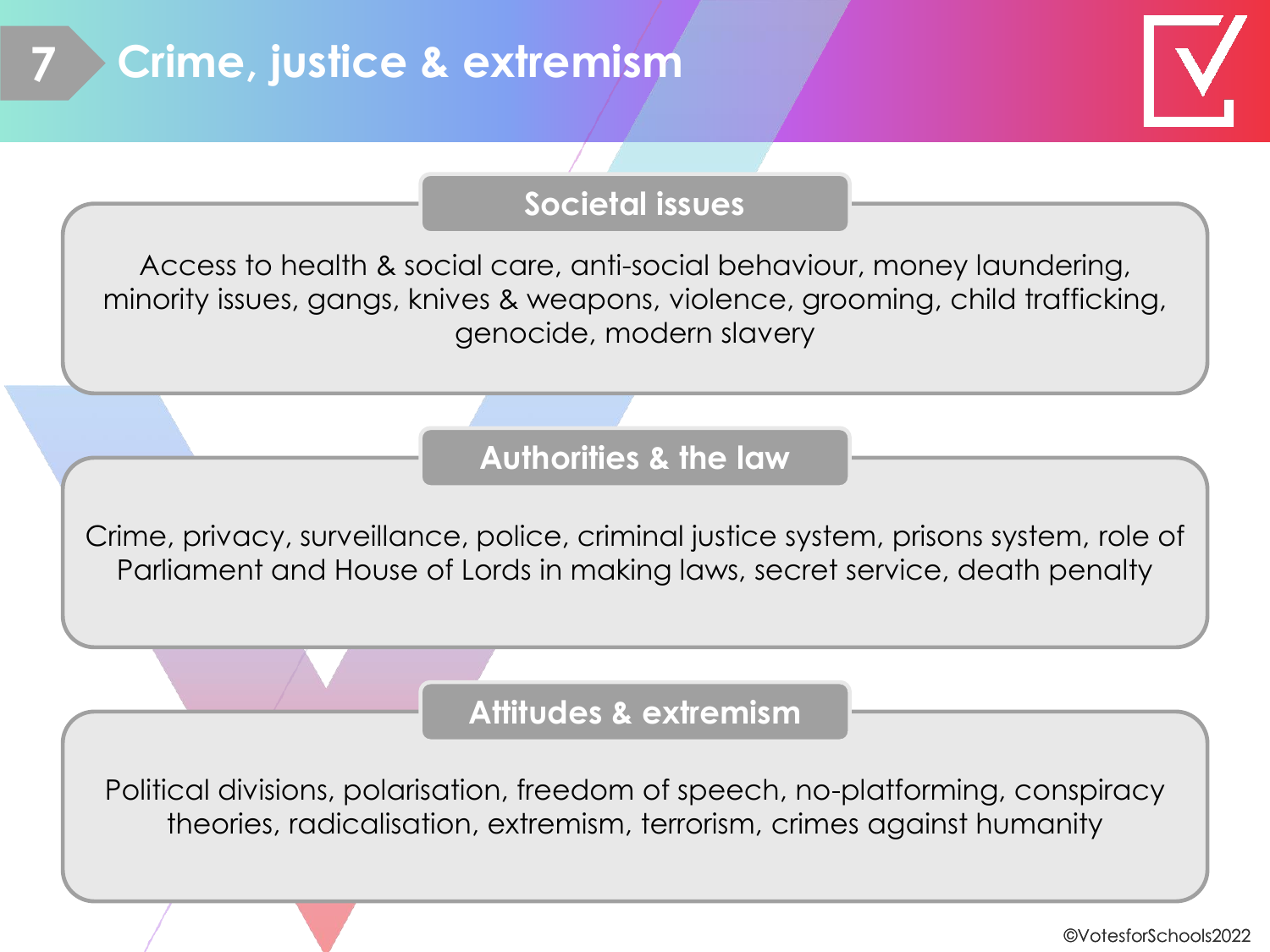# 7 Crime, justice & extremism

## Societal issues

Access to health & social care, anti-social behaviour, money laundering, minority issues, gangs, knives & weapons, violence, grooming, child trafficking, genocide, modern slavery

## Authorities & the law

Crime, privacy, surveillance, police, criminal justice system, prisons system, role of Parliament and House of Lords in making laws, secret service, death penalty

## Attitudes & extremism

Political divisions, polarisation, freedom of speech, no-platforming, conspiracy theories, radicalisation, extremism, terrorism, crimes against humanity

©VotesforSchools2022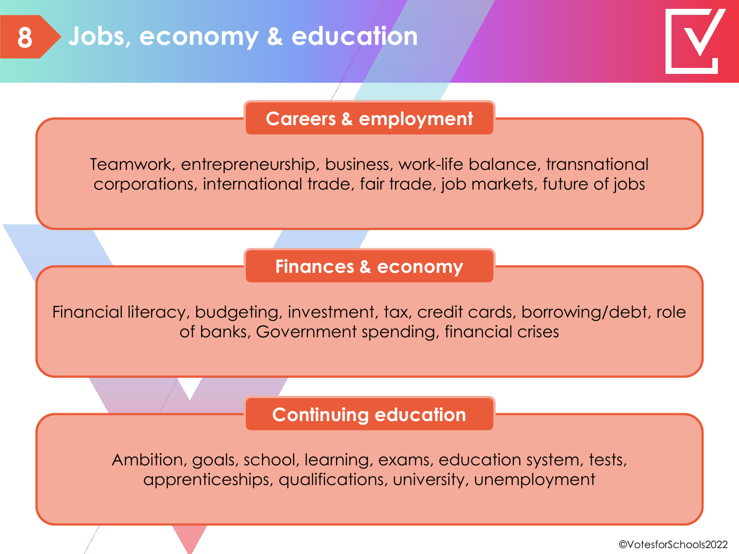# 8 Jobs, economy & education

## Careers & employment

Teamwork, entrepreneurship, business, work-life balance, transnational corporations, international trade, fair trade, job markets, future of jobs

## Finances & economy

Financial literacy, budgeting, investment, tax, credit cards, borrowing/debt, role of banks, Government spending, financial crises

## Continuing education

Ambition, goals, school, learning, exams, education system, tests, apprenticeships, qualifications, university, unemployment

©VotesforSchools2022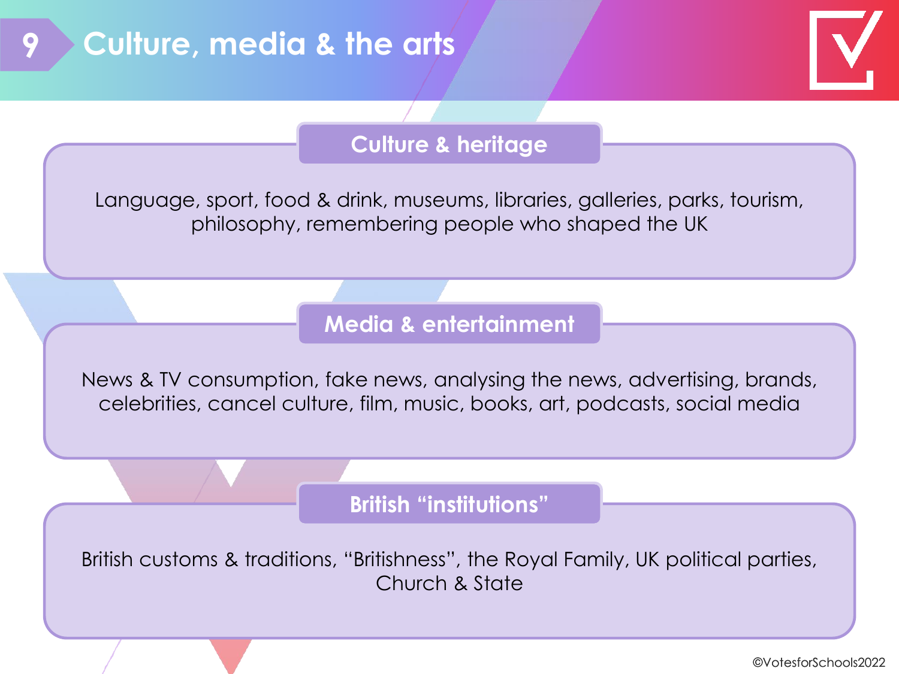# 9 Culture, media & the arts

## Culture & heritage

Language, sport, food & drink, museums, libraries, galleries, parks, tourism, philosophy, remembering people who shaped the UK

## Media & entertainment

News & TV consumption, fake news, analysing the news, advertising, brands, celebrities, cancel culture, film, music, books, art, podcasts, social media

## British "institutions"

British customs & traditions, "Britishness", the Royal Family, UK political parties, Church & State

©VotesforSchools2022